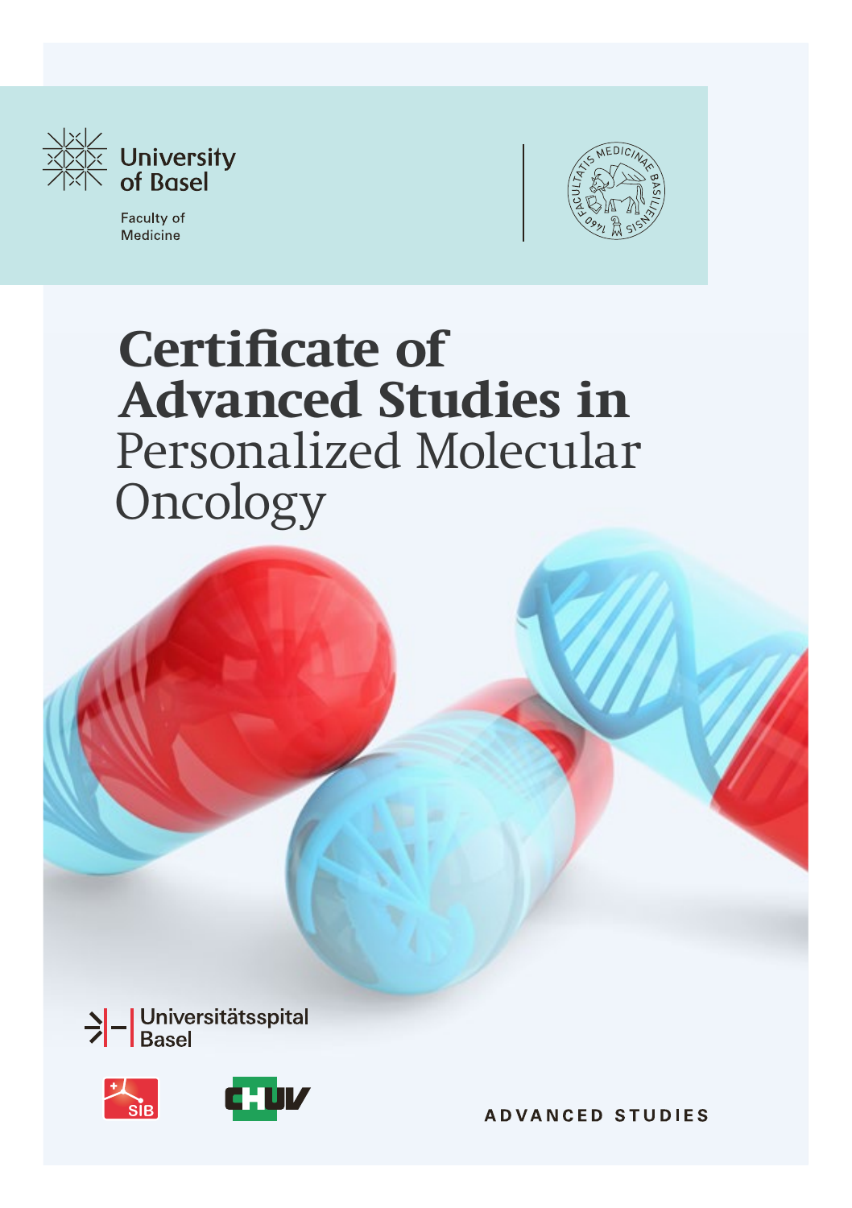University of Basel

Faculty of Medicine

# Certificate of Advanced Studies in Personalized Molecular Oncology

Universitätsspital Basel

SIB

CHUV

ADVANCED STUDIES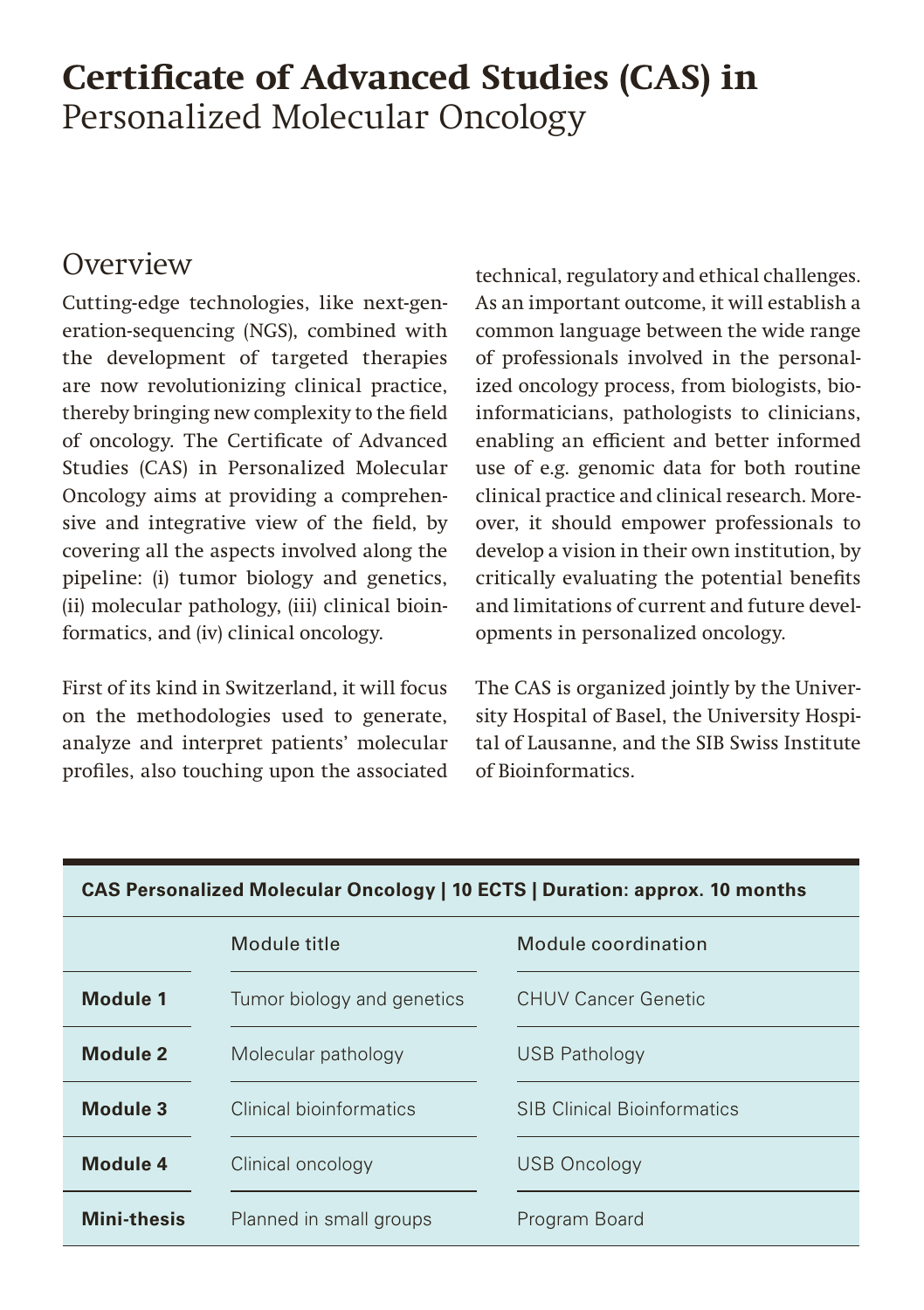# **Certificate of Advanced Studies (CAS) in** Personalized Molecular Oncology

## Overview

Cutting-edge technologies, like next-generation-sequencing (NGS), combined with the development of targeted therapies are now revolutionizing clinical practice, thereby bringing new complexity to the field of oncology. The Certificate of Advanced Studies (CAS) in Personalized Molecular Oncology aims at providing a comprehensive and integrative view of the field, by covering all the aspects involved along the pipeline: (i) tumor biology and genetics, (ii) molecular pathology, (iii) clinical bioinformatics, and (iv) clinical oncology.

First of its kind in Switzerland, it will focus on the methodologies used to generate, analyze and interpret patients' molecular profiles, also touching upon the associated technical, regulatory and ethical challenges. As an important outcome, it will establish a common language between the wide range of professionals involved in the personalized oncology process, from biologists, bioinformaticians, pathologists to clinicians, enabling an efficient and better informed use of e.g. genomic data for both routine clinical practice and clinical research. Moreover, it should empower professionals to develop a vision in their own institution, by critically evaluating the potential benefits and limitations of current and future developments in personalized oncology.

The CAS is organized jointly by the University Hospital of Basel, the University Hospital of Lausanne, and the SIB Swiss Institute of Bioinformatics.

**CAS Personalized Molecular Oncology | 10 ECTS | Duration: approx. 10 months**

| | Module title | Module coordination |
|---|---|---|
| **Module 1** | Tumor biology and genetics | CHUV Cancer Genetic |
| **Module 2** | Molecular pathology | USB Pathology |
| **Module 3** | Clinical bioinformatics | SIB Clinical Bioinformatics |
| **Module 4** | Clinical oncology | USB Oncology |
| **Mini-thesis** | Planned in small groups | Program Board |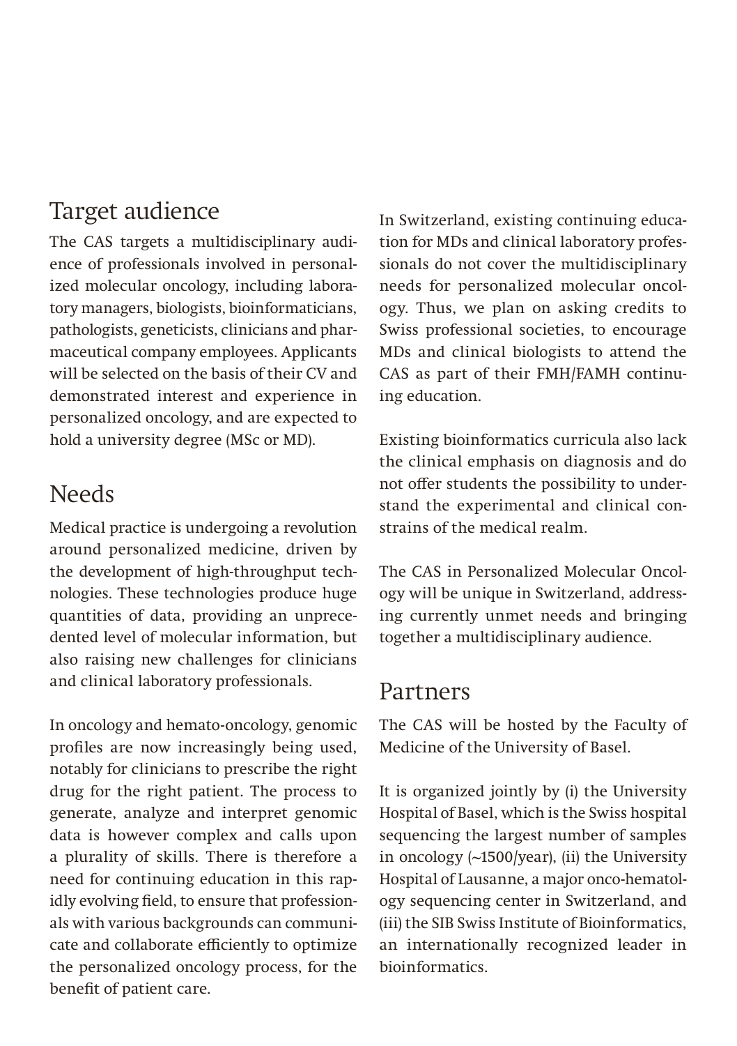## Target audience

The CAS targets a multidisciplinary audience of professionals involved in personalized molecular oncology, including laboratory managers, biologists, bioinformaticians, pathologists, geneticists, clinicians and pharmaceutical company employees. Applicants will be selected on the basis of their CV and demonstrated interest and experience in personalized oncology, and are expected to hold a university degree (MSc or MD).

## Needs

Medical practice is undergoing a revolution around personalized medicine, driven by the development of high-throughput technologies. These technologies produce huge quantities of data, providing an unprecedented level of molecular information, but also raising new challenges for clinicians and clinical laboratory professionals.

In oncology and hemato-oncology, genomic profiles are now increasingly being used, notably for clinicians to prescribe the right drug for the right patient. The process to generate, analyze and interpret genomic data is however complex and calls upon a plurality of skills. There is therefore a need for continuing education in this rapidly evolving field, to ensure that professionals with various backgrounds can communicate and collaborate efficiently to optimize the personalized oncology process, for the benefit of patient care.

In Switzerland, existing continuing education for MDs and clinical laboratory professionals do not cover the multidisciplinary needs for personalized molecular oncology. Thus, we plan on asking credits to Swiss professional societies, to encourage MDs and clinical biologists to attend the CAS as part of their FMH/FAMH continuing education.

Existing bioinformatics curricula also lack the clinical emphasis on diagnosis and do not offer students the possibility to understand the experimental and clinical constrains of the medical realm.

The CAS in Personalized Molecular Oncology will be unique in Switzerland, addressing currently unmet needs and bringing together a multidisciplinary audience.

## Partners

The CAS will be hosted by the Faculty of Medicine of the University of Basel.

It is organized jointly by (i) the University Hospital of Basel, which is the Swiss hospital sequencing the largest number of samples in oncology (~1500/year), (ii) the University Hospital of Lausanne, a major onco-hematology sequencing center in Switzerland, and (iii) the SIB Swiss Institute of Bioinformatics, an internationally recognized leader in bioinformatics.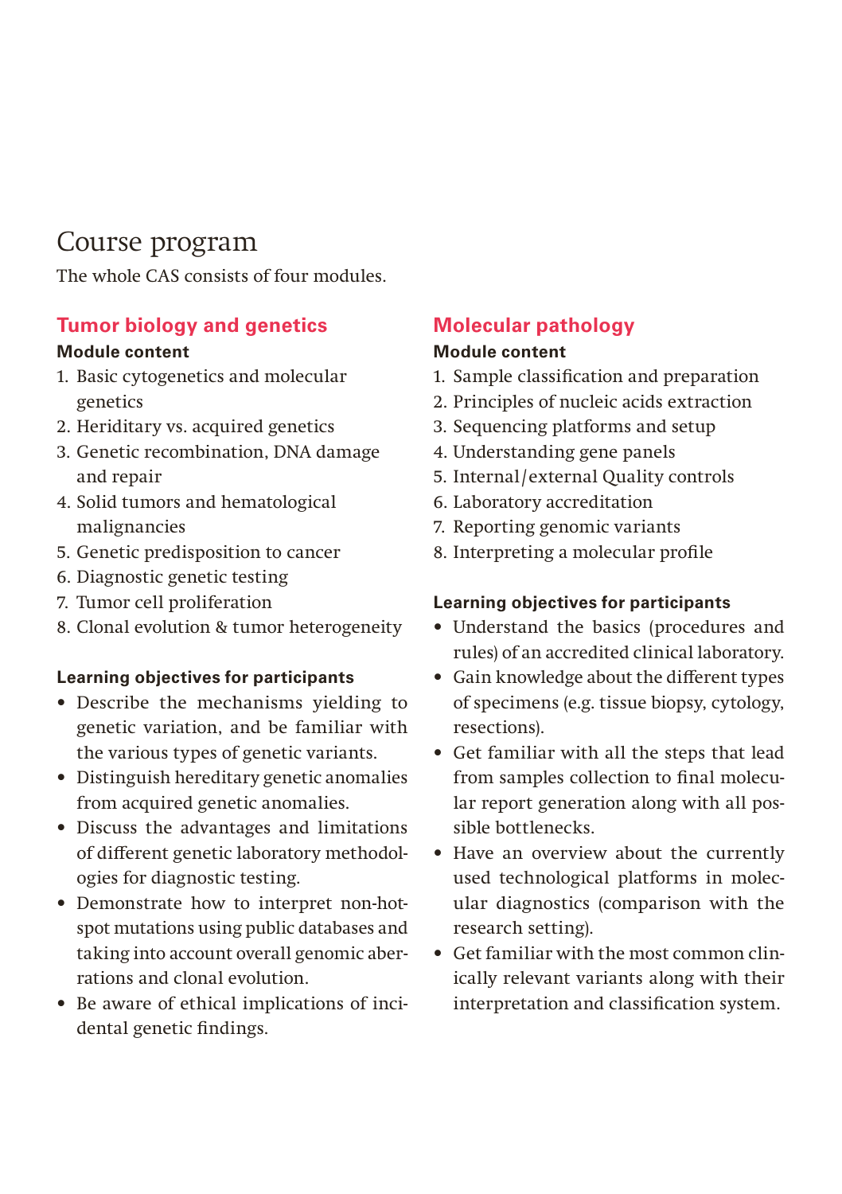# Course program

The whole CAS consists of four modules.

## Tumor biology and genetics

**Module content**

1. Basic cytogenetics and molecular genetics
2. Heriditary vs. acquired genetics
3. Genetic recombination, DNA damage and repair
4. Solid tumors and hematological malignancies
5. Genetic predisposition to cancer
6. Diagnostic genetic testing
7. Tumor cell proliferation
8. Clonal evolution & tumor heterogeneity

**Learning objectives for participants**

- Describe the mechanisms yielding to genetic variation, and be familiar with the various types of genetic variants.
- Distinguish hereditary genetic anomalies from acquired genetic anomalies.
- Discuss the advantages and limitations of different genetic laboratory methodologies for diagnostic testing.
- Demonstrate how to interpret non-hotspot mutations using public databases and taking into account overall genomic aberrations and clonal evolution.
- Be aware of ethical implications of incidental genetic findings.

## Molecular pathology

**Module content**

1. Sample classification and preparation
2. Principles of nucleic acids extraction
3. Sequencing platforms and setup
4. Understanding gene panels
5. Internal/external Quality controls
6. Laboratory accreditation
7. Reporting genomic variants
8. Interpreting a molecular profile

**Learning objectives for participants**

- Understand the basics (procedures and rules) of an accredited clinical laboratory.
- Gain knowledge about the different types of specimens (e.g. tissue biopsy, cytology, resections).
- Get familiar with all the steps that lead from samples collection to final molecular report generation along with all possible bottlenecks.
- Have an overview about the currently used technological platforms in molecular diagnostics (comparison with the research setting).
- Get familiar with the most common clinically relevant variants along with their interpretation and classification system.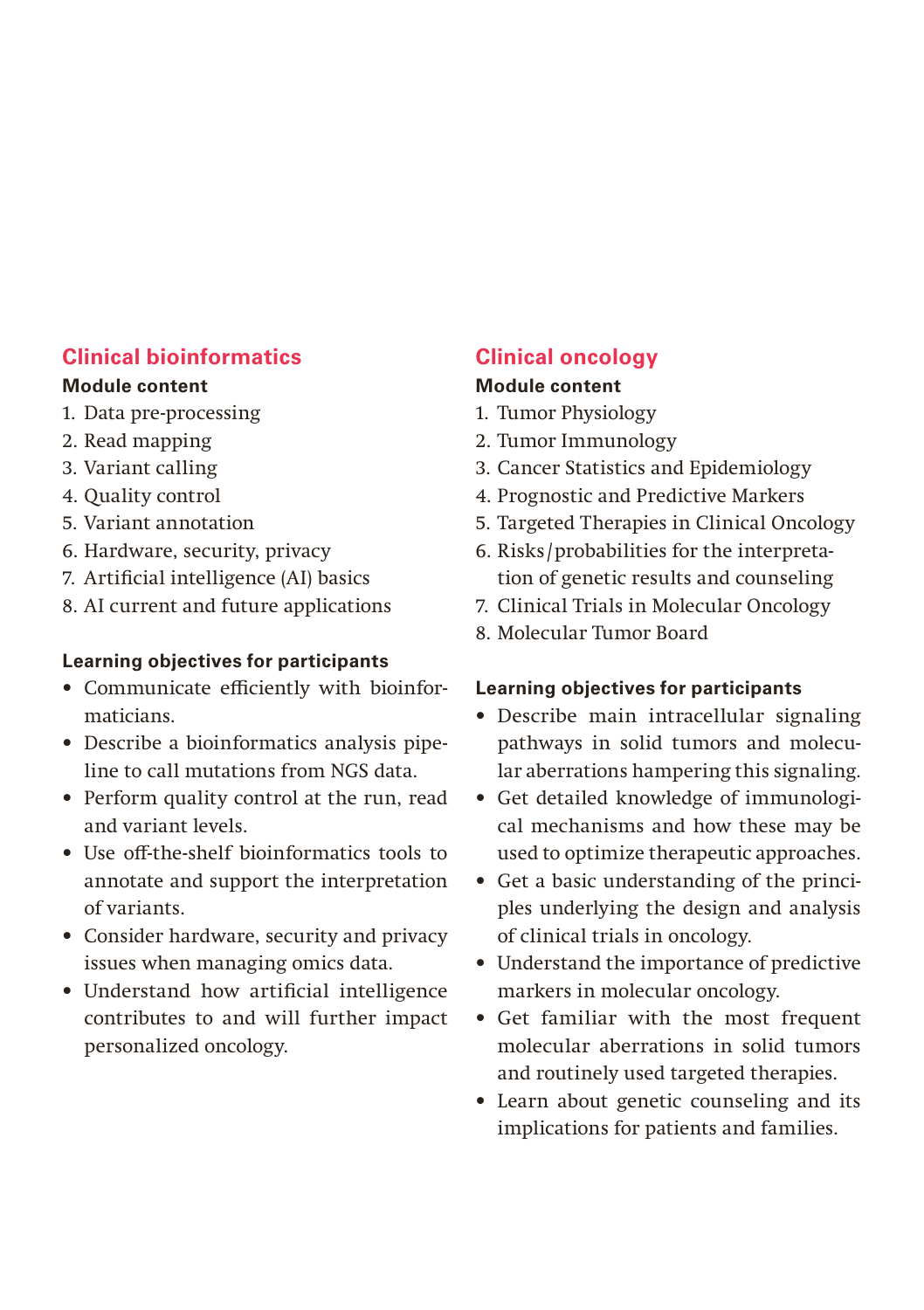## Clinical bioinformatics

**Module content**

1. Data pre-processing
2. Read mapping
3. Variant calling
4. Quality control
5. Variant annotation
6. Hardware, security, privacy
7. Artificial intelligence (AI) basics
8. AI current and future applications

**Learning objectives for participants**

- Communicate efficiently with bioinformaticians.
- Describe a bioinformatics analysis pipeline to call mutations from NGS data.
- Perform quality control at the run, read and variant levels.
- Use off-the-shelf bioinformatics tools to annotate and support the interpretation of variants.
- Consider hardware, security and privacy issues when managing omics data.
- Understand how artificial intelligence contributes to and will further impact personalized oncology.

## Clinical oncology

**Module content**

1. Tumor Physiology
2. Tumor Immunology
3. Cancer Statistics and Epidemiology
4. Prognostic and Predictive Markers
5. Targeted Therapies in Clinical Oncology
6. Risks/probabilities for the interpretation of genetic results and counseling
7. Clinical Trials in Molecular Oncology
8. Molecular Tumor Board

**Learning objectives for participants**

- Describe main intracellular signaling pathways in solid tumors and molecular aberrations hampering this signaling.
- Get detailed knowledge of immunological mechanisms and how these may be used to optimize therapeutic approaches.
- Get a basic understanding of the principles underlying the design and analysis of clinical trials in oncology.
- Understand the importance of predictive markers in molecular oncology.
- Get familiar with the most frequent molecular aberrations in solid tumors and routinely used targeted therapies.
- Learn about genetic counseling and its implications for patients and families.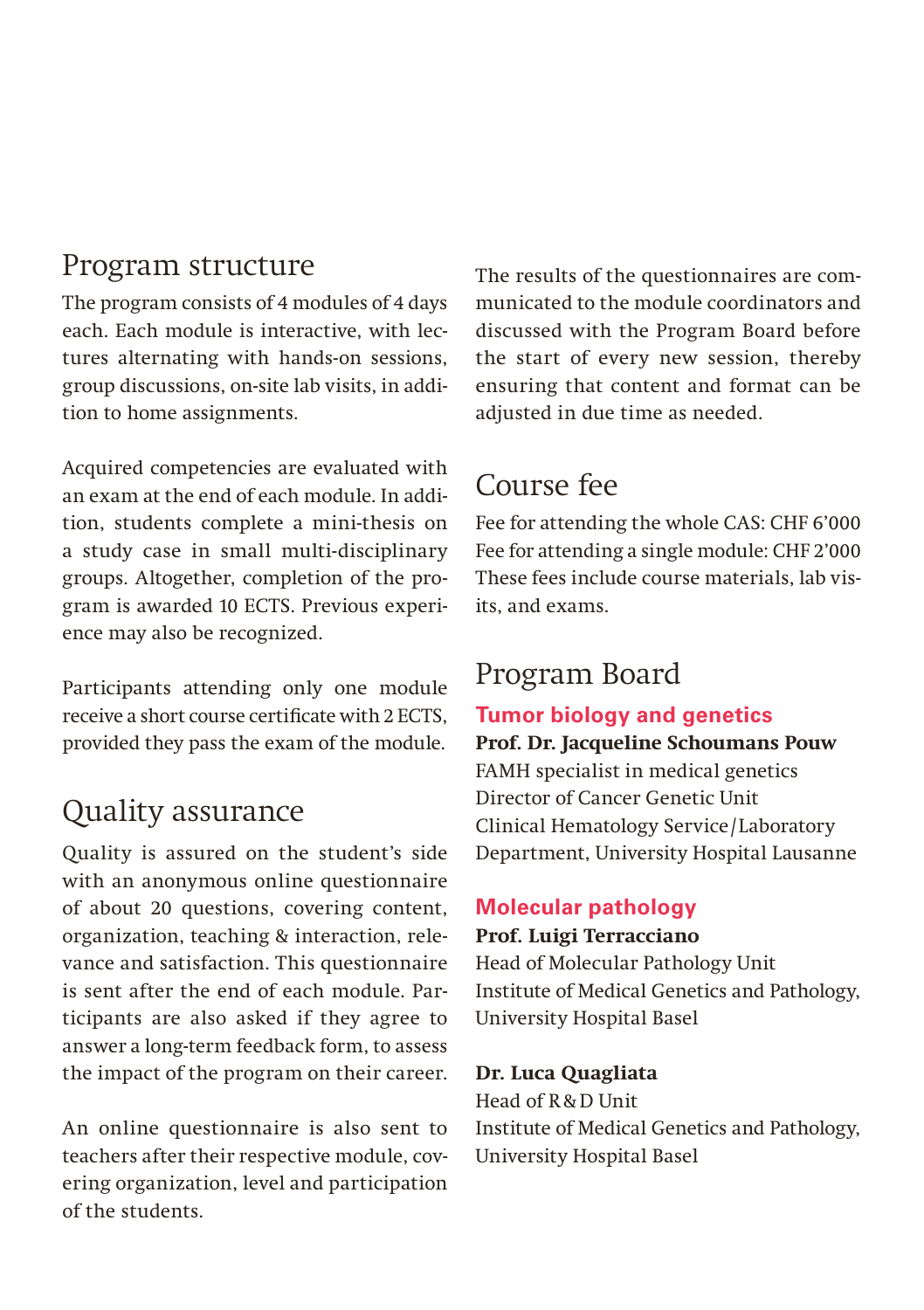## Program structure

The program consists of 4 modules of 4 days each. Each module is interactive, with lectures alternating with hands-on sessions, group discussions, on-site lab visits, in addition to home assignments.

Acquired competencies are evaluated with an exam at the end of each module. In addition, students complete a mini-thesis on a study case in small multi-disciplinary groups. Altogether, completion of the program is awarded 10 ECTS. Previous experience may also be recognized.

Participants attending only one module receive a short course certificate with 2 ECTS, provided they pass the exam of the module.

## Quality assurance

Quality is assured on the student's side with an anonymous online questionnaire of about 20 questions, covering content, organization, teaching & interaction, relevance and satisfaction. This questionnaire is sent after the end of each module. Participants are also asked if they agree to answer a long-term feedback form, to assess the impact of the program on their career.

An online questionnaire is also sent to teachers after their respective module, covering organization, level and participation of the students.

The results of the questionnaires are communicated to the module coordinators and discussed with the Program Board before the start of every new session, thereby ensuring that content and format can be adjusted in due time as needed.

## Course fee

Fee for attending the whole CAS: CHF 6'000
Fee for attending a single module: CHF 2'000
These fees include course materials, lab visits, and exams.

## Program Board

### Tumor biology and genetics

**Prof. Dr. Jacqueline Schoumans Pouw**
FAMH specialist in medical genetics
Director of Cancer Genetic Unit
Clinical Hematology Service/Laboratory Department, University Hospital Lausanne

### Molecular pathology

**Prof. Luigi Terracciano**
Head of Molecular Pathology Unit
Institute of Medical Genetics and Pathology, University Hospital Basel

**Dr. Luca Quagliata**
Head of R&D Unit
Institute of Medical Genetics and Pathology, University Hospital Basel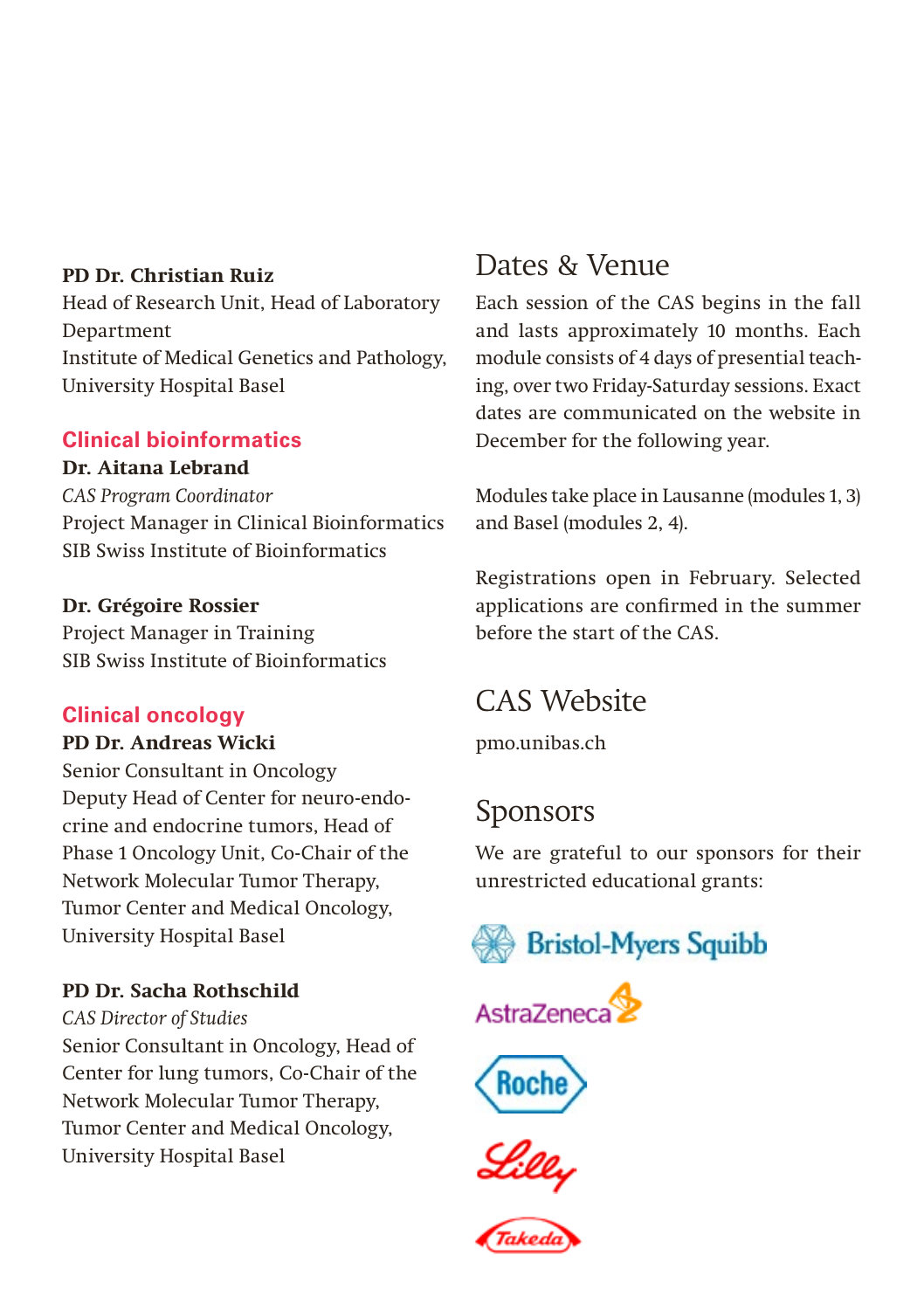**PD Dr. Christian Ruiz**
Head of Research Unit, Head of Laboratory Department
Institute of Medical Genetics and Pathology, University Hospital Basel

### Clinical bioinformatics

**Dr. Aitana Lebrand**
*CAS Program Coordinator*
Project Manager in Clinical Bioinformatics
SIB Swiss Institute of Bioinformatics

**Dr. Grégoire Rossier**
Project Manager in Training
SIB Swiss Institute of Bioinformatics

### Clinical oncology

**PD Dr. Andreas Wicki**
Senior Consultant in Oncology
Deputy Head of Center for neuro-endocrine and endocrine tumors, Head of Phase 1 Oncology Unit, Co-Chair of the Network Molecular Tumor Therapy, Tumor Center and Medical Oncology, University Hospital Basel

**PD Dr. Sacha Rothschild**
*CAS Director of Studies*
Senior Consultant in Oncology, Head of Center for lung tumors, Co-Chair of the Network Molecular Tumor Therapy, Tumor Center and Medical Oncology, University Hospital Basel

## Dates & Venue

Each session of the CAS begins in the fall and lasts approximately 10 months. Each module consists of 4 days of presential teaching, over two Friday-Saturday sessions. Exact dates are communicated on the website in December for the following year.

Modules take place in Lausanne (modules 1, 3) and Basel (modules 2, 4).

Registrations open in February. Selected applications are confirmed in the summer before the start of the CAS.

## CAS Website

pmo.unibas.ch

## Sponsors

We are grateful to our sponsors for their unrestricted educational grants:

Bristol-Myers Squibb

AstraZeneca

Roche

Lilly

Takeda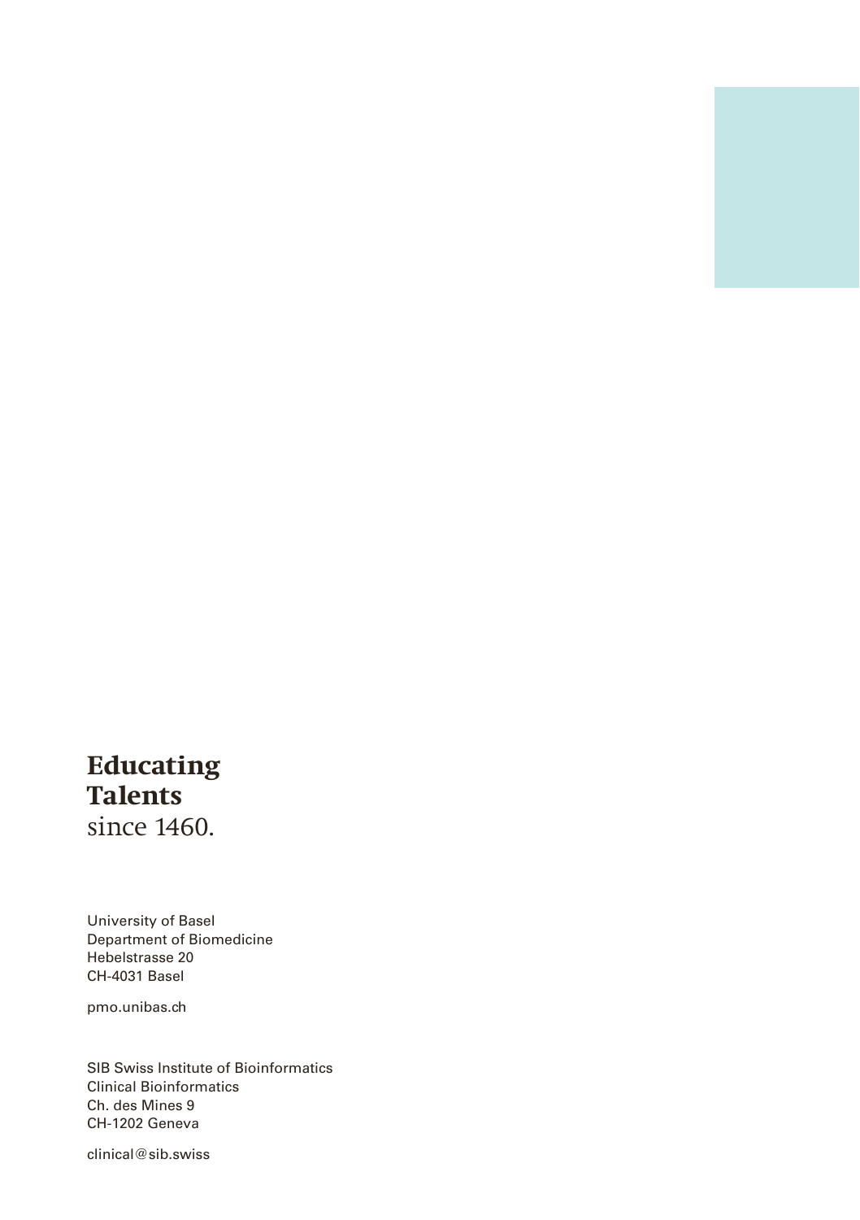**Educating Talents**
since 1460.

University of Basel
Department of Biomedicine
Hebelstrasse 20
CH-4031 Basel

pmo.unibas.ch

SIB Swiss Institute of Bioinformatics
Clinical Bioinformatics
Ch. des Mines 9
CH-1202 Geneva

clinical@sib.swiss